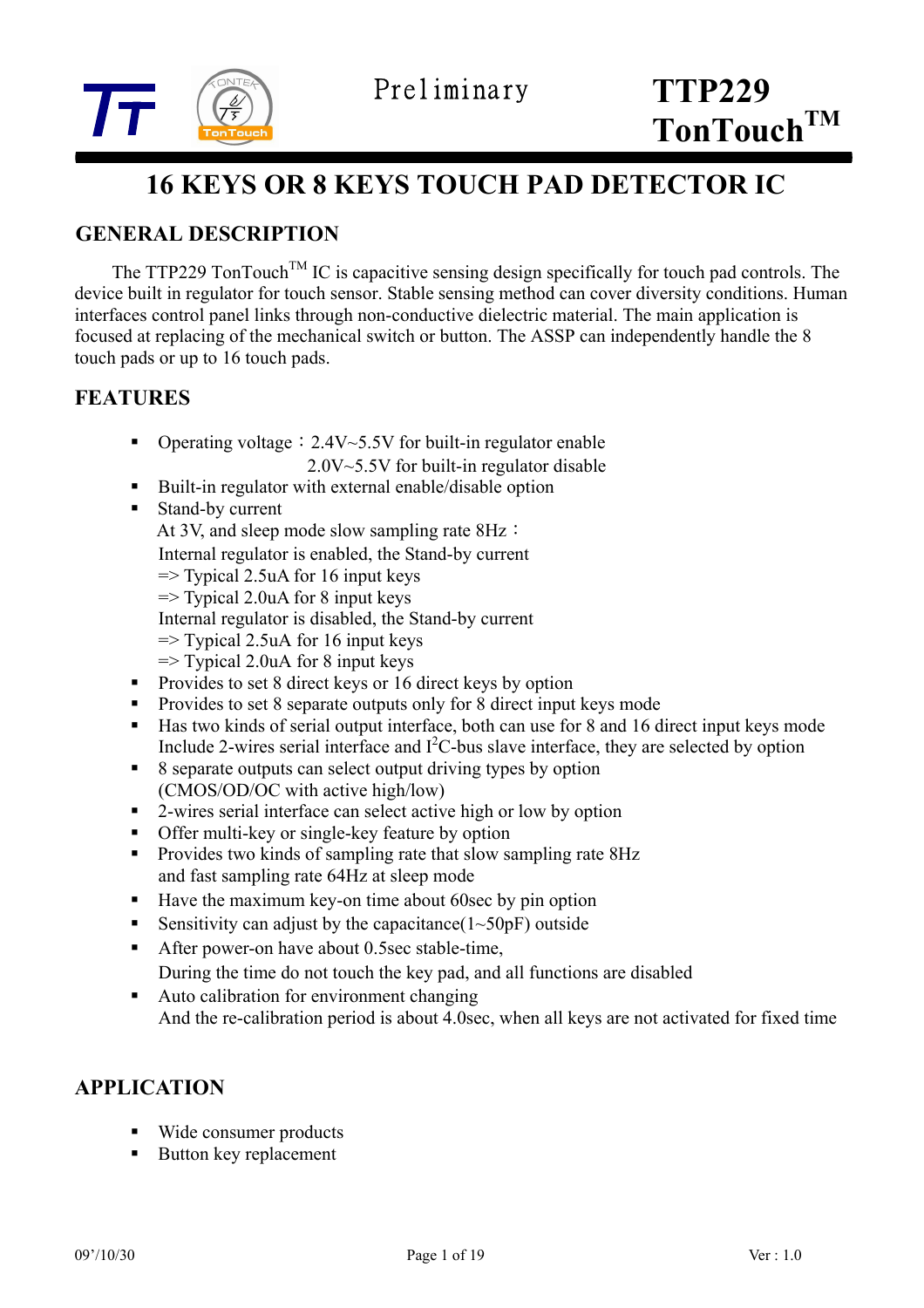Preliminary

# TTP229 TonTouch™

## 16 KEYS OR 8 KEYS TOUCH PAD DETECTOR IC

## GENERAL DESCRIPTION

The TTP229 TonTouch™ IC is capacitive sensing design specifically for touch pad controls. The device built in regulator for touch sensor. Stable sensing method can cover diversity conditions. Human interfaces control panel links through non-conductive dielectric material. The main application is focused at replacing of the mechanical switch or button. The ASSP can independently handle the 8 touch pads or up to 16 touch pads.

## FEATURES

- Operating voltage：2.4V~5.5V for built-in regulator enable
  2.0V~5.5V for built-in regulator disable
- Built-in regulator with external enable/disable option
- Stand-by current
  At 3V, and sleep mode slow sampling rate 8Hz：
  Internal regulator is enabled, the Stand-by current
  => Typical 2.5uA for 16 input keys
  => Typical 2.0uA for 8 input keys
  Internal regulator is disabled, the Stand-by current
  => Typical 2.5uA for 16 input keys
  => Typical 2.0uA for 8 input keys
- Provides to set 8 direct keys or 16 direct keys by option
- Provides to set 8 separate outputs only for 8 direct input keys mode
- Has two kinds of serial output interface, both can use for 8 and 16 direct input keys mode
  Include 2-wires serial interface and $I^2C$-bus slave interface, they are selected by option
- 8 separate outputs can select output driving types by option
  (CMOS/OD/OC with active high/low)
- 2-wires serial interface can select active high or low by option
- Offer multi-key or single-key feature by option
- Provides two kinds of sampling rate that slow sampling rate 8Hz
  and fast sampling rate 64Hz at sleep mode
- Have the maximum key-on time about 60sec by pin option
- Sensitivity can adjust by the capacitance(1~50pF) outside
- After power-on have about 0.5sec stable-time,
  During the time do not touch the key pad, and all functions are disabled
- Auto calibration for environment changing
  And the re-calibration period is about 4.0sec, when all keys are not activated for fixed time

## APPLICATION

- Wide consumer products
- Button key replacement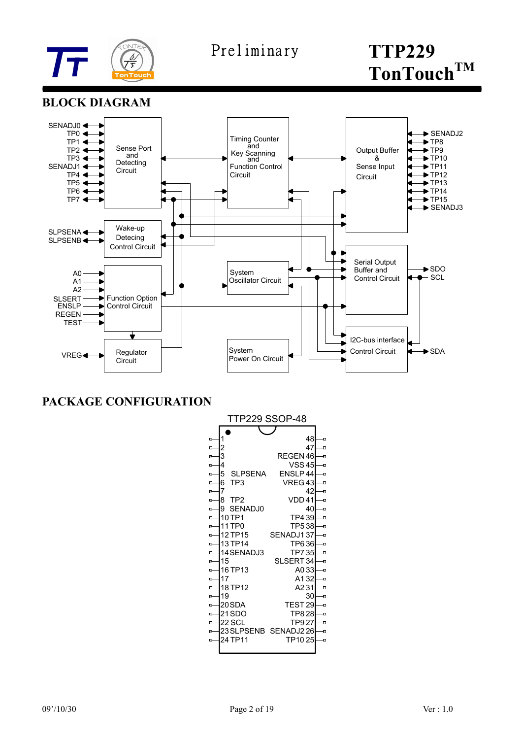## BLOCK DIAGRAM

SENADJ0, TP0, TP1, TP2, TP3, SENADJ1, TP4, TP5, TP6, TP7 — Sense Port and Detecting Circuit

Timing Counter and Key Scanning and Function Control Circuit

Output Buffer & Sense Input Circuit — SENADJ2, TP8, TP9, TP10, TP11, TP12, TP13, TP14, TP15, SENADJ3

SLPSENA, SLPSENB — Wake-up Detecting Control Circuit

A0, A1, A2, SLSERT, ENSLP, REGEN, TEST — Function Option Control Circuit

System Oscillator Circuit

Serial Output Buffer and Control Circuit — SDO, SCL

VREG — Regulator Circuit

System Power On Circuit

I2C-bus interface Control Circuit — SDA

## PACKAGE CONFIGURATION

TTP229 SSOP-48

| Pin | Name | Pin | Name |
|---|---|---|---|
| 1 | | 48 | |
| 2 | | 47 | |
| 3 | | 46 | REGEN |
| 4 | | 45 | VSS |
| 5 | SLPSENA | 44 | ENSLP |
| 6 | TP3 | 43 | VREG |
| 7 | | 42 | |
| 8 | TP2 | 41 | VDD |
| 9 | SENADJ0 | 40 | |
| 10 | TP1 | 39 | TP4 |
| 11 | TP0 | 38 | TP5 |
| 12 | TP15 | 37 | SENADJ1 |
| 13 | TP14 | 36 | TP6 |
| 14 | SENADJ3 | 35 | TP7 |
| 15 | | 34 | SLSERT |
| 16 | TP13 | 33 | A0 |
| 17 | | 32 | A1 |
| 18 | TP12 | 31 | A2 |
| 19 | | 30 | |
| 20 | SDA | 29 | TEST |
| 21 | SDO | 28 | TP8 |
| 22 | SCL | 27 | TP9 |
| 23 | SLPSENB | 26 | SENADJ2 |
| 24 | TP11 | 25 | TP10 |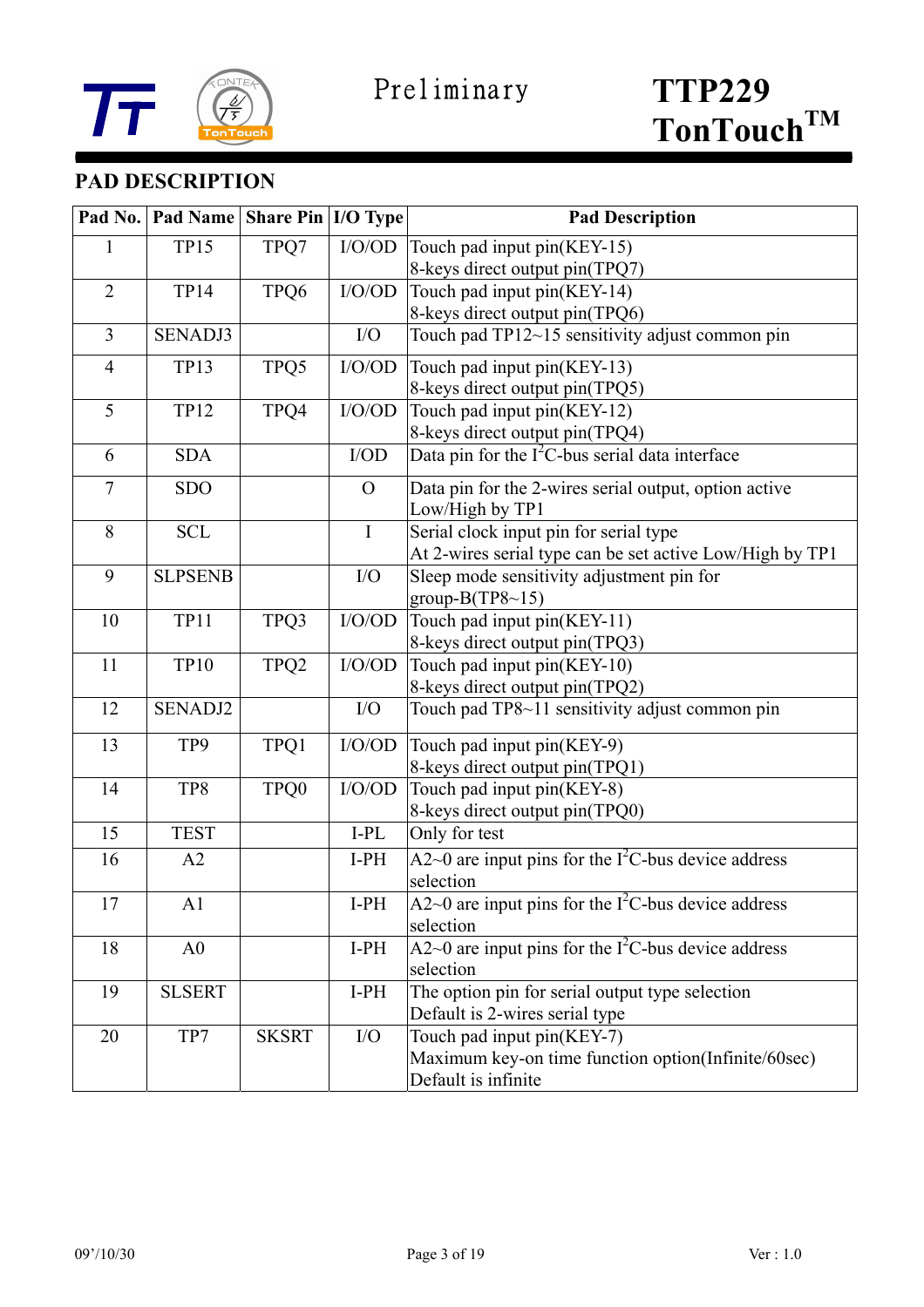## PAD DESCRIPTION

| Pad No. | Pad Name | Share Pin | I/O Type | Pad Description |
|---|---|---|---|---|
| 1 | TP15 | TPQ7 | I/O/OD | Touch pad input pin(KEY-15)<br>8-keys direct output pin(TPQ7) |
| 2 | TP14 | TPQ6 | I/O/OD | Touch pad input pin(KEY-14)<br>8-keys direct output pin(TPQ6) |
| 3 | SENADJ3 | | I/O | Touch pad TP12~15 sensitivity adjust common pin |
| 4 | TP13 | TPQ5 | I/O/OD | Touch pad input pin(KEY-13)<br>8-keys direct output pin(TPQ5) |
| 5 | TP12 | TPQ4 | I/O/OD | Touch pad input pin(KEY-12)<br>8-keys direct output pin(TPQ4) |
| 6 | SDA | | I/OD | Data pin for the $I^2C$-bus serial data interface |
| 7 | SDO | | O | Data pin for the 2-wires serial output, option active Low/High by TP1 |
| 8 | SCL | | I | Serial clock input pin for serial type<br>At 2-wires serial type can be set active Low/High by TP1 |
| 9 | SLPSENB | | I/O | Sleep mode sensitivity adjustment pin for group-B(TP8~15) |
| 10 | TP11 | TPQ3 | I/O/OD | Touch pad input pin(KEY-11)<br>8-keys direct output pin(TPQ3) |
| 11 | TP10 | TPQ2 | I/O/OD | Touch pad input pin(KEY-10)<br>8-keys direct output pin(TPQ2) |
| 12 | SENADJ2 | | I/O | Touch pad TP8~11 sensitivity adjust common pin |
| 13 | TP9 | TPQ1 | I/O/OD | Touch pad input pin(KEY-9)<br>8-keys direct output pin(TPQ1) |
| 14 | TP8 | TPQ0 | I/O/OD | Touch pad input pin(KEY-8)<br>8-keys direct output pin(TPQ0) |
| 15 | TEST | | I-PL | Only for test |
| 16 | A2 | | I-PH | A2~0 are input pins for the $I^2C$-bus device address selection |
| 17 | A1 | | I-PH | A2~0 are input pins for the $I^2C$-bus device address selection |
| 18 | A0 | | I-PH | A2~0 are input pins for the $I^2C$-bus device address selection |
| 19 | SLSERT | | I-PH | The option pin for serial output type selection<br>Default is 2-wires serial type |
| 20 | TP7 | SKSRT | I/O | Touch pad input pin(KEY-7)<br>Maximum key-on time function option(Infinite/60sec)<br>Default is infinite |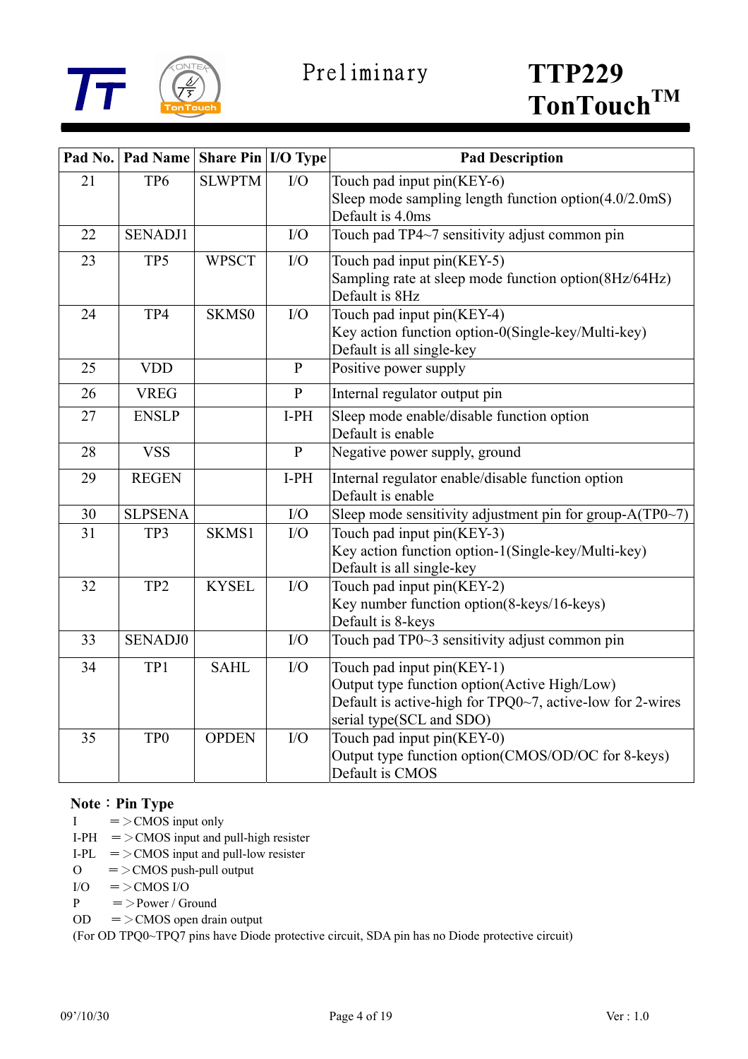| Pad No. | Pad Name | Share Pin | I/O Type | Pad Description |
|---|---|---|---|---|
| 21 | TP6 | SLWPTM | I/O | Touch pad input pin(KEY-6)<br>Sleep mode sampling length function option(4.0/2.0mS)<br>Default is 4.0ms |
| 22 | SENADJ1 | | I/O | Touch pad TP4~7 sensitivity adjust common pin |
| 23 | TP5 | WPSCT | I/O | Touch pad input pin(KEY-5)<br>Sampling rate at sleep mode function option(8Hz/64Hz)<br>Default is 8Hz |
| 24 | TP4 | SKMS0 | I/O | Touch pad input pin(KEY-4)<br>Key action function option-0(Single-key/Multi-key)<br>Default is all single-key |
| 25 | VDD | | P | Positive power supply |
| 26 | VREG | | P | Internal regulator output pin |
| 27 | ENSLP | | I-PH | Sleep mode enable/disable function option<br>Default is enable |
| 28 | VSS | | P | Negative power supply, ground |
| 29 | REGEN | | I-PH | Internal regulator enable/disable function option<br>Default is enable |
| 30 | SLPSENA | | I/O | Sleep mode sensitivity adjustment pin for group-A(TP0~7) |
| 31 | TP3 | SKMS1 | I/O | Touch pad input pin(KEY-3)<br>Key action function option-1(Single-key/Multi-key)<br>Default is all single-key |
| 32 | TP2 | KYSEL | I/O | Touch pad input pin(KEY-2)<br>Key number function option(8-keys/16-keys)<br>Default is 8-keys |
| 33 | SENADJ0 | | I/O | Touch pad TP0~3 sensitivity adjust common pin |
| 34 | TP1 | SAHL | I/O | Touch pad input pin(KEY-1)<br>Output type function option(Active High/Low)<br>Default is active-high for TPQ0~7, active-low for 2-wires serial type(SCL and SDO) |
| 35 | TP0 | OPDEN | I/O | Touch pad input pin(KEY-0)<br>Output type function option(CMOS/OD/OC for 8-keys)<br>Default is CMOS |

**Note：Pin Type**

I　＝＞CMOS input only
I-PH　＝＞CMOS input and pull-high resister
I-PL　＝＞CMOS input and pull-low resister
O　＝＞CMOS push-pull output
I/O　＝＞CMOS I/O
P　＝＞Power / Ground
OD　＝＞CMOS open drain output
(For OD TPQ0~TPQ7 pins have Diode protective circuit, SDA pin has no Diode protective circuit)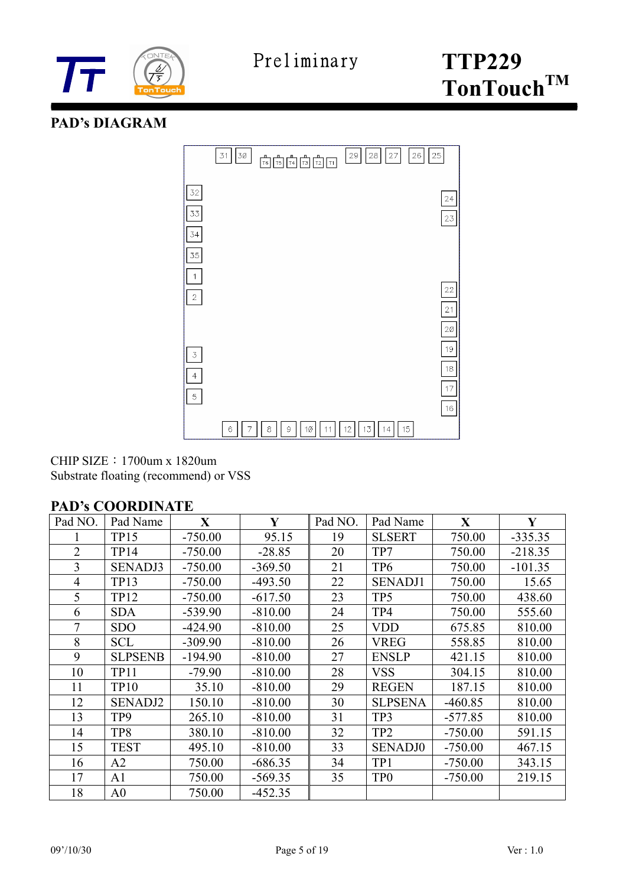## PAD's DIAGRAM

CHIP SIZE：1700um x 1820um
Substrate floating (recommend) or VSS

## PAD's COORDINATE

| Pad NO. | Pad Name | X | Y | Pad NO. | Pad Name | X | Y |
|---|---|---|---|---|---|---|---|
| 1 | TP15 | -750.00 | 95.15 | 19 | SLSERT | 750.00 | -335.35 |
| 2 | TP14 | -750.00 | -28.85 | 20 | TP7 | 750.00 | -218.35 |
| 3 | SENADJ3 | -750.00 | -369.50 | 21 | TP6 | 750.00 | -101.35 |
| 4 | TP13 | -750.00 | -493.50 | 22 | SENADJ1 | 750.00 | 15.65 |
| 5 | TP12 | -750.00 | -617.50 | 23 | TP5 | 750.00 | 438.60 |
| 6 | SDA | -539.90 | -810.00 | 24 | TP4 | 750.00 | 555.60 |
| 7 | SDO | -424.90 | -810.00 | 25 | VDD | 675.85 | 810.00 |
| 8 | SCL | -309.90 | -810.00 | 26 | VREG | 558.85 | 810.00 |
| 9 | SLPSENB | -194.90 | -810.00 | 27 | ENSLP | 421.15 | 810.00 |
| 10 | TP11 | -79.90 | -810.00 | 28 | VSS | 304.15 | 810.00 |
| 11 | TP10 | 35.10 | -810.00 | 29 | REGEN | 187.15 | 810.00 |
| 12 | SENADJ2 | 150.10 | -810.00 | 30 | SLPSENA | -460.85 | 810.00 |
| 13 | TP9 | 265.10 | -810.00 | 31 | TP3 | -577.85 | 810.00 |
| 14 | TP8 | 380.10 | -810.00 | 32 | TP2 | -750.00 | 591.15 |
| 15 | TEST | 495.10 | -810.00 | 33 | SENADJ0 | -750.00 | 467.15 |
| 16 | A2 | 750.00 | -686.35 | 34 | TP1 | -750.00 | 343.15 |
| 17 | A1 | 750.00 | -569.35 | 35 | TP0 | -750.00 | 219.15 |
| 18 | A0 | 750.00 | -452.35 | | | | |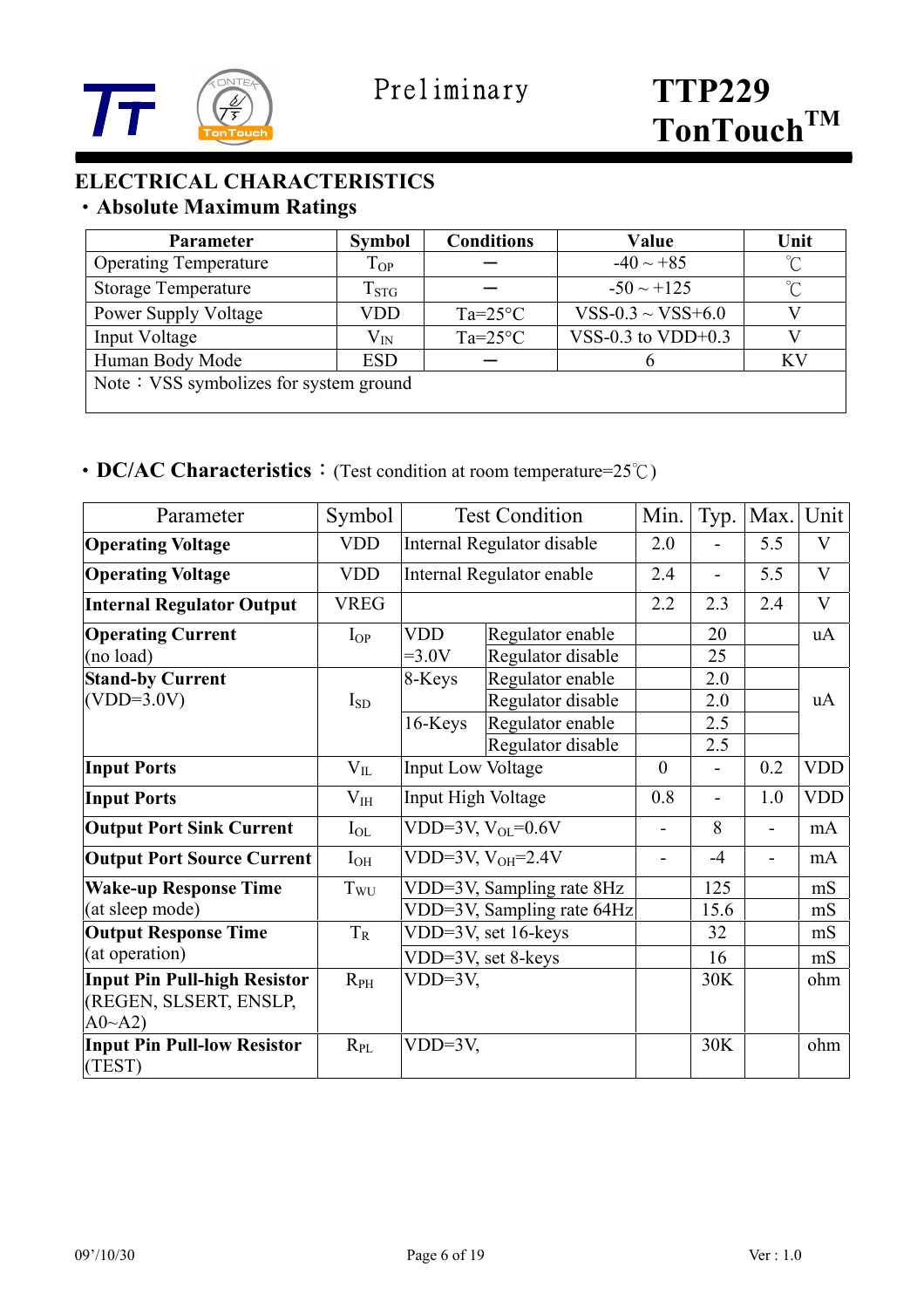## ELECTRICAL CHARACTERISTICS

### ・Absolute Maximum Ratings

| Parameter | Symbol | Conditions | Value | Unit |
|---|---|---|---|---|
| Operating Temperature | $T_{OP}$ | — | -40 ~ +85 | ℃ |
| Storage Temperature | $T_{STG}$ | — | -50 ~ +125 | ℃ |
| Power Supply Voltage | VDD | Ta=25°C | VSS-0.3 ~ VSS+6.0 | V |
| Input Voltage | $V_{IN}$ | Ta=25°C | VSS-0.3 to VDD+0.3 | V |
| Human Body Mode | ESD | — | 6 | KV |
| Note：VSS symbolizes for system ground | | | | |

### ・DC/AC Characteristics：(Test condition at room temperature=25℃)

| Parameter | Symbol | Test Condition | | Min. | Typ. | Max. | Unit |
|---|---|---|---|---|---|---|---|
| **Operating Voltage** | VDD | Internal Regulator disable | | 2.0 | - | 5.5 | V |
| **Operating Voltage** | VDD | Internal Regulator enable | | 2.4 | - | 5.5 | V |
| **Internal Regulator Output** | VREG | | | 2.2 | 2.3 | 2.4 | V |
| **Operating Current** (no load) | $I_{OP}$ | VDD =3.0V | Regulator enable | | 20 | | uA |
| | | | Regulator disable | | 25 | | |
| **Stand-by Current** (VDD=3.0V) | $I_{SD}$ | 8-Keys | Regulator enable | | 2.0 | | uA |
| | | | Regulator disable | | 2.0 | | |
| | | 16-Keys | Regulator enable | | 2.5 | | |
| | | | Regulator disable | | 2.5 | | |
| **Input Ports** | $V_{IL}$ | Input Low Voltage | | 0 | - | 0.2 | VDD |
| **Input Ports** | $V_{IH}$ | Input High Voltage | | 0.8 | - | 1.0 | VDD |
| **Output Port Sink Current** | $I_{OL}$ | VDD=3V, $V_{OL}$=0.6V | | - | 8 | - | mA |
| **Output Port Source Current** | $I_{OH}$ | VDD=3V, $V_{OH}$=2.4V | | - | -4 | - | mA |
| **Wake-up Response Time** (at sleep mode) | $T_{WU}$ | VDD=3V, Sampling rate 8Hz | | | 125 | | mS |
| | | VDD=3V, Sampling rate 64Hz | | | 15.6 | | mS |
| **Output Response Time** (at operation) | $T_R$ | VDD=3V, set 16-keys | | | 32 | | mS |
| | | VDD=3V, set 8-keys | | | 16 | | mS |
| **Input Pin Pull-high Resistor** (REGEN, SLSERT, ENSLP, A0~A2) | $R_{PH}$ | VDD=3V, | | | 30K | | ohm |
| **Input Pin Pull-low Resistor** (TEST) | $R_{PL}$ | VDD=3V, | | | 30K | | ohm |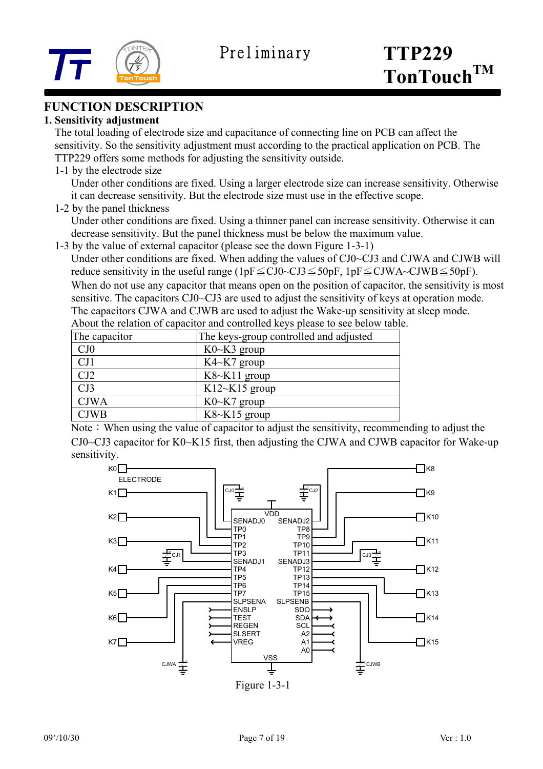## FUNCTION DESCRIPTION

### 1. Sensitivity adjustment

The total loading of electrode size and capacitance of connecting line on PCB can affect the sensitivity. So the sensitivity adjustment must according to the practical application on PCB. The TTP229 offers some methods for adjusting the sensitivity outside.

1-1 by the electrode size

Under other conditions are fixed. Using a larger electrode size can increase sensitivity. Otherwise it can decrease sensitivity. But the electrode size must use in the effective scope.

1-2 by the panel thickness

Under other conditions are fixed. Using a thinner panel can increase sensitivity. Otherwise it can decrease sensitivity. But the panel thickness must be below the maximum value.

1-3 by the value of external capacitor (please see the down Figure 1-3-1)

Under other conditions are fixed. When adding the values of CJ0~CJ3 and CJWA and CJWB will reduce sensitivity in the useful range (1pF≦CJ0~CJ3≦50pF, 1pF≦CJWA~CJWB≦50pF).

When do not use any capacitor that means open on the position of capacitor, the sensitivity is most sensitive. The capacitors CJ0~CJ3 are used to adjust the sensitivity of keys at operation mode. The capacitors CJWA and CJWB are used to adjust the Wake-up sensitivity at sleep mode.

About the relation of capacitor and controlled keys please to see below table.

| The capacitor | The keys-group controlled and adjusted |
|---|---|
| CJ0 | K0~K3 group |
| CJ1 | K4~K7 group |
| CJ2 | K8~K11 group |
| CJ3 | K12~K15 group |
| CJWA | K0~K7 group |
| CJWB | K8~K15 group |

Note：When using the value of capacitor to adjust the sensitivity, recommending to adjust the CJ0~CJ3 capacitor for K0~K15 first, then adjusting the CJWA and CJWB capacitor for Wake-up sensitivity.

Figure 1-3-1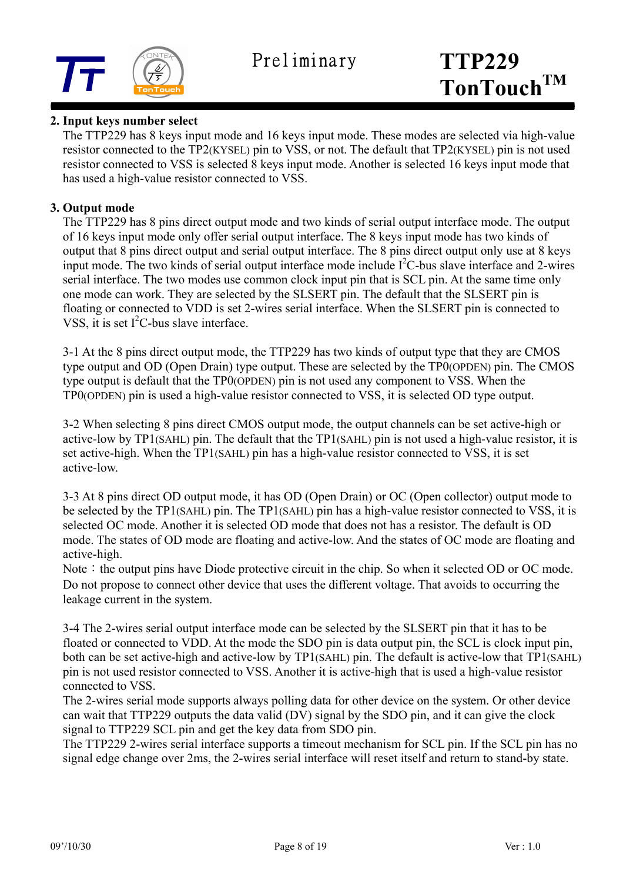**2. Input keys number select**

The TTP229 has 8 keys input mode and 16 keys input mode. These modes are selected via high-value resistor connected to the TP2(KYSEL) pin to VSS, or not. The default that TP2(KYSEL) pin is not used resistor connected to VSS is selected 8 keys input mode. Another is selected 16 keys input mode that has used a high-value resistor connected to VSS.

**3. Output mode**

The TTP229 has 8 pins direct output mode and two kinds of serial output interface mode. The output of 16 keys input mode only offer serial output interface. The 8 keys input mode has two kinds of output that 8 pins direct output and serial output interface. The 8 pins direct output only use at 8 keys input mode. The two kinds of serial output interface mode include $I^2C$-bus slave interface and 2-wires serial interface. The two modes use common clock input pin that is SCL pin. At the same time only one mode can work. They are selected by the SLSERT pin. The default that the SLSERT pin is floating or connected to VDD is set 2-wires serial interface. When the SLSERT pin is connected to VSS, it is set $I^2C$-bus slave interface.

3-1 At the 8 pins direct output mode, the TTP229 has two kinds of output type that they are CMOS type output and OD (Open Drain) type output. These are selected by the TP0(OPDEN) pin. The CMOS type output is default that the TP0(OPDEN) pin is not used any component to VSS. When the TP0(OPDEN) pin is used a high-value resistor connected to VSS, it is selected OD type output.

3-2 When selecting 8 pins direct CMOS output mode, the output channels can be set active-high or active-low by TP1(SAHL) pin. The default that the TP1(SAHL) pin is not used a high-value resistor, it is set active-high. When the TP1(SAHL) pin has a high-value resistor connected to VSS, it is set active-low.

3-3 At 8 pins direct OD output mode, it has OD (Open Drain) or OC (Open collector) output mode to be selected by the TP1(SAHL) pin. The TP1(SAHL) pin has a high-value resistor connected to VSS, it is selected OC mode. Another it is selected OD mode that does not has a resistor. The default is OD mode. The states of OD mode are floating and active-low. And the states of OC mode are floating and active-high.

Note：the output pins have Diode protective circuit in the chip. So when it selected OD or OC mode. Do not propose to connect other device that uses the different voltage. That avoids to occurring the leakage current in the system.

3-4 The 2-wires serial output interface mode can be selected by the SLSERT pin that it has to be floated or connected to VDD. At the mode the SDO pin is data output pin, the SCL is clock input pin, both can be set active-high and active-low by TP1(SAHL) pin. The default is active-low that TP1(SAHL) pin is not used resistor connected to VSS. Another it is active-high that is used a high-value resistor connected to VSS.

The 2-wires serial mode supports always polling data for other device on the system. Or other device can wait that TTP229 outputs the data valid (DV) signal by the SDO pin, and it can give the clock signal to TTP229 SCL pin and get the key data from SDO pin.

The TTP229 2-wires serial interface supports a timeout mechanism for SCL pin. If the SCL pin has no signal edge change over 2ms, the 2-wires serial interface will reset itself and return to stand-by state.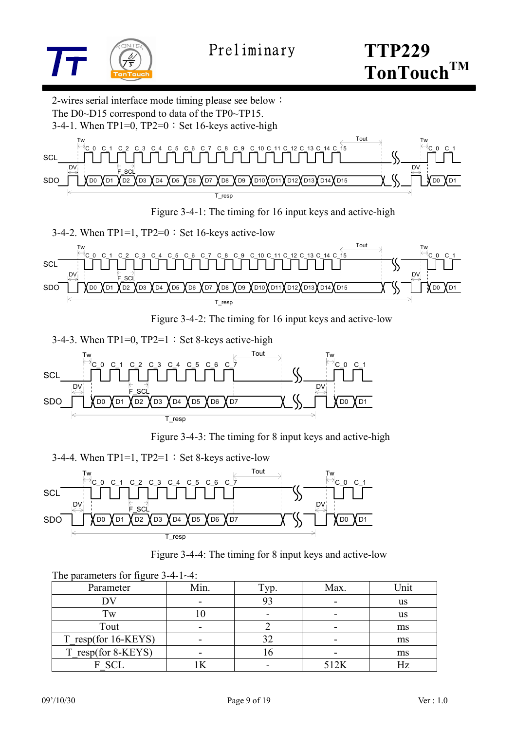2-wires serial interface mode timing please see below：

The D0~D15 correspond to data of the TP0~TP15.

3-4-1. When TP1=0, TP2=0：Set 16-keys active-high

Figure 3-4-1: The timing for 16 input keys and active-high

3-4-2. When TP1=1, TP2=0：Set 16-keys active-low

Figure 3-4-2: The timing for 16 input keys and active-low

3-4-3. When TP1=0, TP2=1：Set 8-keys active-high

Figure 3-4-3: The timing for 8 input keys and active-high

3-4-4. When TP1=1, TP2=1：Set 8-keys active-low

Figure 3-4-4: The timing for 8 input keys and active-low

The parameters for figure 3-4-1~4:

| Parameter | Min. | Typ. | Max. | Unit |
|---|---|---|---|---|
| DV | - | 93 | - | us |
| Tw | 10 | - | - | us |
| Tout | - | 2 | - | ms |
| T_resp(for 16-KEYS) | - | 32 | - | ms |
| T_resp(for 8-KEYS) | - | 16 | - | ms |
| F_SCL | 1K | - | 512K | Hz |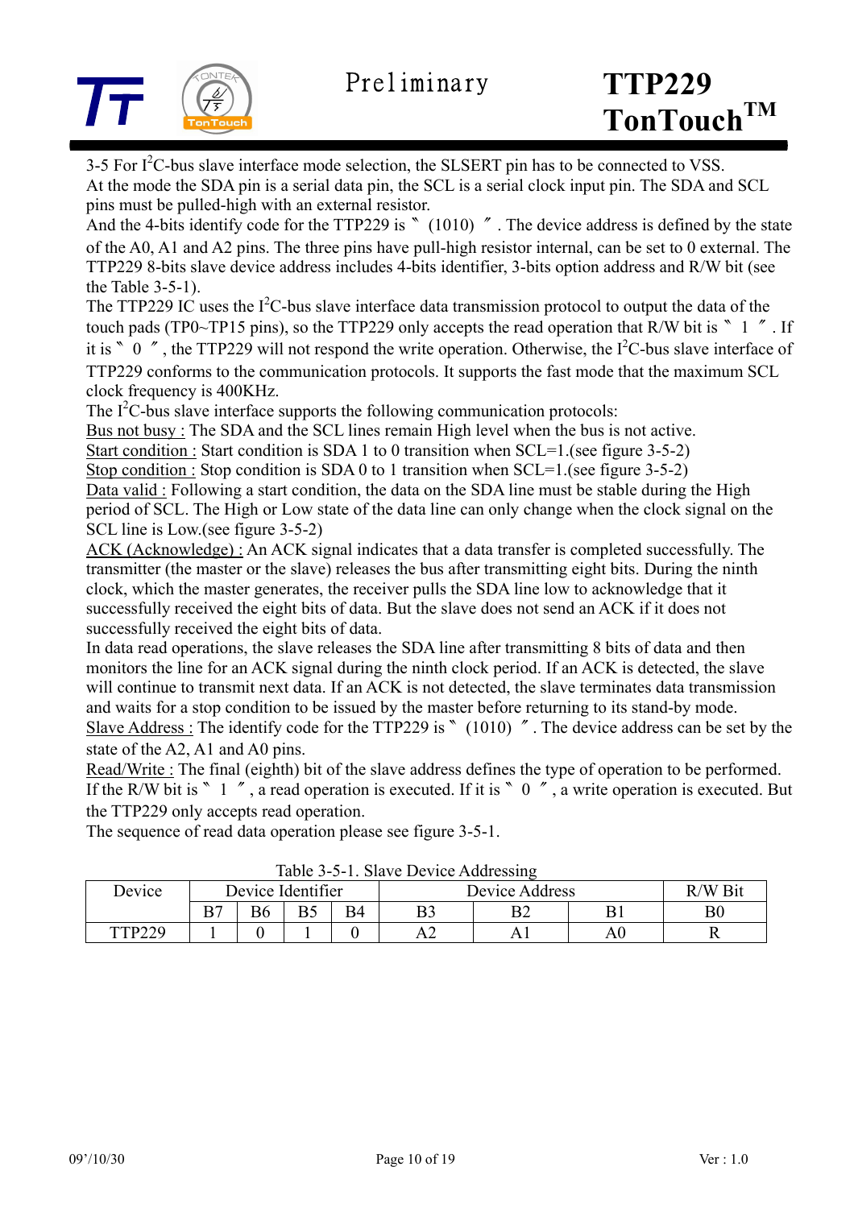3-5 For $I^2C$-bus slave interface mode selection, the SLSERT pin has to be connected to VSS. At the mode the SDA pin is a serial data pin, the SCL is a serial clock input pin. The SDA and SCL pins must be pulled-high with an external resistor.

And the 4-bits identify code for the TTP229 is 〝(1010)〞. The device address is defined by the state of the A0, A1 and A2 pins. The three pins have pull-high resistor internal, can be set to 0 external. The TTP229 8-bits slave device address includes 4-bits identifier, 3-bits option address and R/W bit (see the Table 3-5-1).

The TTP229 IC uses the $I^2C$-bus slave interface data transmission protocol to output the data of the touch pads (TP0~TP15 pins), so the TTP229 only accepts the read operation that R/W bit is 〝1〞. If it is 〝0〞, the TTP229 will not respond the write operation. Otherwise, the $I^2C$-bus slave interface of TTP229 conforms to the communication protocols. It supports the fast mode that the maximum SCL clock frequency is 400KHz.

The $I^2C$-bus slave interface supports the following communication protocols:

Bus not busy : The SDA and the SCL lines remain High level when the bus is not active.

Start condition : Start condition is SDA 1 to 0 transition when SCL=1.(see figure 3-5-2)

Stop condition : Stop condition is SDA 0 to 1 transition when SCL=1.(see figure 3-5-2)

Data valid : Following a start condition, the data on the SDA line must be stable during the High period of SCL. The High or Low state of the data line can only change when the clock signal on the SCL line is Low.(see figure 3-5-2)

ACK (Acknowledge) : An ACK signal indicates that a data transfer is completed successfully. The transmitter (the master or the slave) releases the bus after transmitting eight bits. During the ninth clock, which the master generates, the receiver pulls the SDA line low to acknowledge that it successfully received the eight bits of data. But the slave does not send an ACK if it does not successfully received the eight bits of data.

In data read operations, the slave releases the SDA line after transmitting 8 bits of data and then monitors the line for an ACK signal during the ninth clock period. If an ACK is detected, the slave will continue to transmit next data. If an ACK is not detected, the slave terminates data transmission and waits for a stop condition to be issued by the master before returning to its stand-by mode.

Slave Address : The identify code for the TTP229 is 〝(1010)〞. The device address can be set by the state of the A2, A1 and A0 pins.

Read/Write : The final (eighth) bit of the slave address defines the type of operation to be performed. If the R/W bit is 〝1〞, a read operation is executed. If it is 〝0〞, a write operation is executed. But the TTP229 only accepts read operation.

The sequence of read data operation please see figure 3-5-1.

Table 3-5-1. Slave Device Addressing

| Device | Device Identifier | | | | Device Address | | | R/W Bit |
|---|---|---|---|---|---|---|---|---|
| | B7 | B6 | B5 | B4 | B3 | B2 | B1 | B0 |
| TTP229 | 1 | 0 | 1 | 0 | A2 | A1 | A0 | R |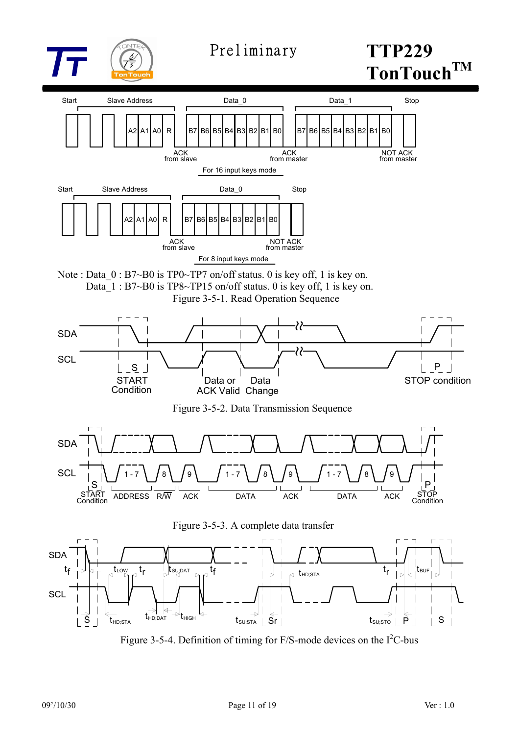Start Slave Address Data_0 Data_1 Stop

A2 A1 A0 R B7 B6 B5 B4 B3 B2 B1 B0 B7 B6 B5 B4 B3 B2 B1 B0

ACK from slave ACK from master NOT ACK from master

For 16 input keys mode

Start Slave Address Data_0 Stop

A2 A1 A0 R B7 B6 B5 B4 B3 B2 B1 B0

ACK from slave NOT ACK from master

For 8 input keys mode

Note : Data_0 : B7~B0 is TP0~TP7 on/off status. 0 is key off, 1 is key on.
Data_1 : B7~B0 is TP8~TP15 on/off status. 0 is key off, 1 is key on.

Figure 3-5-1. Read Operation Sequence

SDA SCL S START Condition Data or ACK Valid Data Change P STOP condition

Figure 3-5-2. Data Transmission Sequence

SDA SCL S START Condition 1 - 7 8 9 1 - 7 8 9 1 - 7 8 9 ADDRESS R/W ACK DATA ACK DATA ACK P STOP Condition

Figure 3-5-3. A complete data transfer

SDA SCL $t_f$ $t_{LOW}$ $t_r$ $t_{SU;DAT}$ $t_f$ $t_{HD;STA}$ $t_r$ $t_{BUF}$ S $t_{HD;STA}$ $t_{HD;DAT}$ $t_{HIGH}$ $t_{SU;STA}$ Sr $t_{SU;STO}$ P S

Figure 3-5-4. Definition of timing for F/S-mode devices on the $I^2C$-bus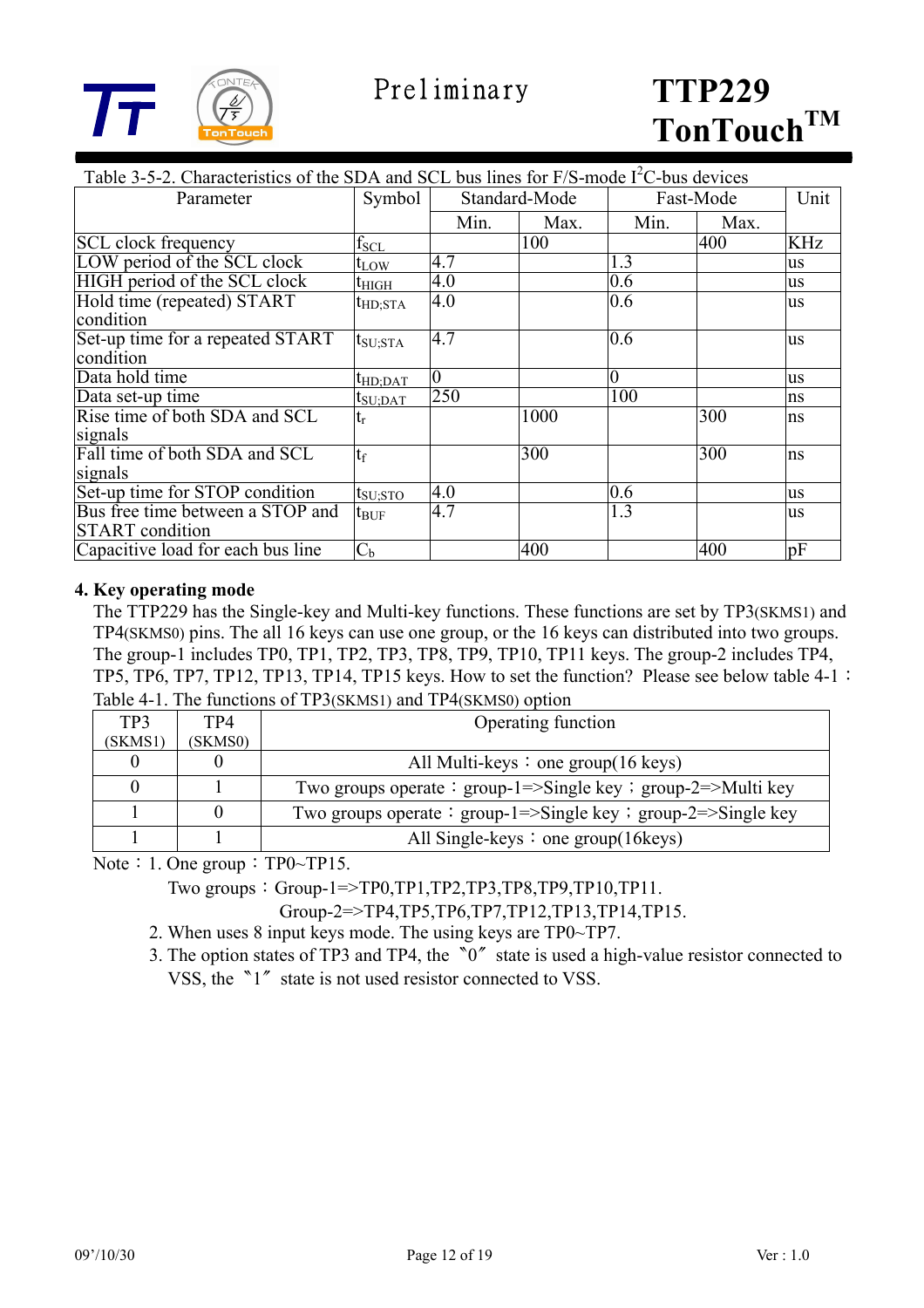Table 3-5-2. Characteristics of the SDA and SCL bus lines for F/S-mode $I^2C$-bus devices

| Parameter | Symbol | Standard-Mode | | Fast-Mode | | Unit |
|---|---|---|---|---|---|---|
| | | Min. | Max. | Min. | Max. | |
| SCL clock frequency | $f_{SCL}$ | | 100 | | 400 | KHz |
| LOW period of the SCL clock | $t_{LOW}$ | 4.7 | | 1.3 | | us |
| HIGH period of the SCL clock | $t_{HIGH}$ | 4.0 | | 0.6 | | us |
| Hold time (repeated) START condition | $t_{HD;STA}$ | 4.0 | | 0.6 | | us |
| Set-up time for a repeated START condition | $t_{SU;STA}$ | 4.7 | | 0.6 | | us |
| Data hold time | $t_{HD;DAT}$ | 0 | | 0 | | us |
| Data set-up time | $t_{SU;DAT}$ | 250 | | 100 | | ns |
| Rise time of both SDA and SCL signals | $t_r$ | | 1000 | | 300 | ns |
| Fall time of both SDA and SCL signals | $t_f$ | | 300 | | 300 | ns |
| Set-up time for STOP condition | $t_{SU;STO}$ | 4.0 | | 0.6 | | us |
| Bus free time between a STOP and START condition | $t_{BUF}$ | 4.7 | | 1.3 | | us |
| Capacitive load for each bus line | $C_b$ | | 400 | | 400 | pF |

## 4. Key operating mode

The TTP229 has the Single-key and Multi-key functions. These functions are set by TP3(SKMS1) and TP4(SKMS0) pins. The all 16 keys can use one group, or the 16 keys can distributed into two groups. The group-1 includes TP0, TP1, TP2, TP3, TP8, TP9, TP10, TP11 keys. The group-2 includes TP4, TP5, TP6, TP7, TP12, TP13, TP14, TP15 keys. How to set the function? Please see below table 4-1：

Table 4-1. The functions of TP3(SKMS1) and TP4(SKMS0) option

| TP3 (SKMS1) | TP4 (SKMS0) | Operating function |
|---|---|---|
| 0 | 0 | All Multi-keys：one group(16 keys) |
| 0 | 1 | Two groups operate：group-1=>Single key；group-2=>Multi key |
| 1 | 0 | Two groups operate：group-1=>Single key；group-2=>Single key |
| 1 | 1 | All Single-keys：one group(16keys) |

Note：1. One group：TP0~TP15.

Two groups：Group-1=>TP0,TP1,TP2,TP3,TP8,TP9,TP10,TP11.

Group-2=>TP4,TP5,TP6,TP7,TP12,TP13,TP14,TP15.

2. When uses 8 input keys mode. The using keys are TP0~TP7.
3. The option states of TP3 and TP4, the 〝0〞 state is used a high-value resistor connected to VSS, the 〝1〞 state is not used resistor connected to VSS.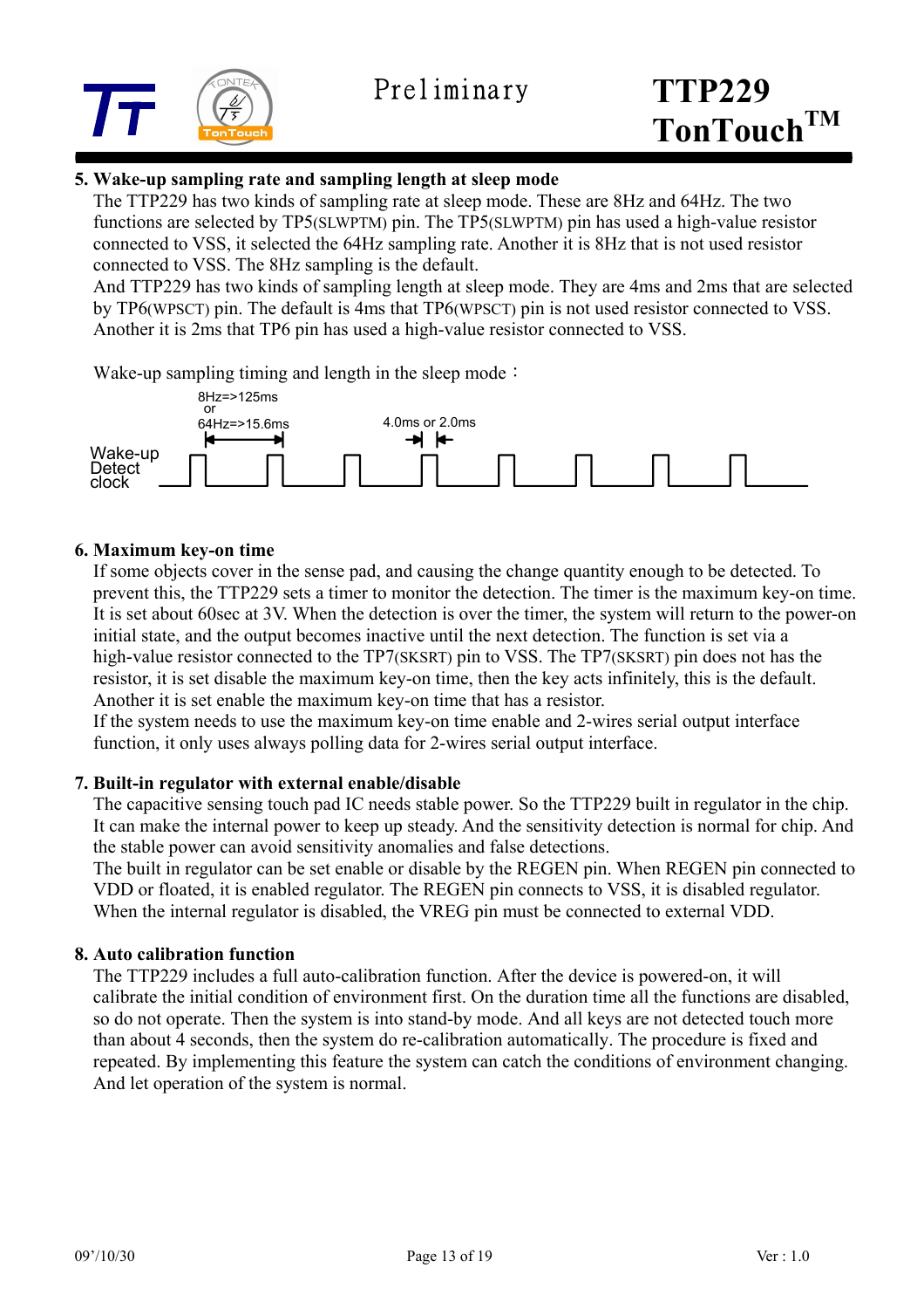## 5. Wake-up sampling rate and sampling length at sleep mode

The TTP229 has two kinds of sampling rate at sleep mode. These are 8Hz and 64Hz. The two functions are selected by TP5(SLWPTM) pin. The TP5(SLWPTM) pin has used a high-value resistor connected to VSS, it selected the 64Hz sampling rate. Another it is 8Hz that is not used resistor connected to VSS. The 8Hz sampling is the default.

And TTP229 has two kinds of sampling length at sleep mode. They are 4ms and 2ms that are selected by TP6(WPSCT) pin. The default is 4ms that TP6(WPSCT) pin is not used resistor connected to VSS. Another it is 2ms that TP6 pin has used a high-value resistor connected to VSS.

Wake-up sampling timing and length in the sleep mode：

8Hz=>125ms or 64Hz=>15.6ms

4.0ms or 2.0ms

Wake-up Detect clock

## 6. Maximum key-on time

If some objects cover in the sense pad, and causing the change quantity enough to be detected. To prevent this, the TTP229 sets a timer to monitor the detection. The timer is the maximum key-on time. It is set about 60sec at 3V. When the detection is over the timer, the system will return to the power-on initial state, and the output becomes inactive until the next detection. The function is set via a high-value resistor connected to the TP7(SKSRT) pin to VSS. The TP7(SKSRT) pin does not has the resistor, it is set disable the maximum key-on time, then the key acts infinitely, this is the default. Another it is set enable the maximum key-on time that has a resistor.

If the system needs to use the maximum key-on time enable and 2-wires serial output interface function, it only uses always polling data for 2-wires serial output interface.

## 7. Built-in regulator with external enable/disable

The capacitive sensing touch pad IC needs stable power. So the TTP229 built in regulator in the chip. It can make the internal power to keep up steady. And the sensitivity detection is normal for chip. And the stable power can avoid sensitivity anomalies and false detections.

The built in regulator can be set enable or disable by the REGEN pin. When REGEN pin connected to VDD or floated, it is enabled regulator. The REGEN pin connects to VSS, it is disabled regulator. When the internal regulator is disabled, the VREG pin must be connected to external VDD.

## 8. Auto calibration function

The TTP229 includes a full auto-calibration function. After the device is powered-on, it will calibrate the initial condition of environment first. On the duration time all the functions are disabled, so do not operate. Then the system is into stand-by mode. And all keys are not detected touch more than about 4 seconds, then the system do re-calibration automatically. The procedure is fixed and repeated. By implementing this feature the system can catch the conditions of environment changing. And let operation of the system is normal.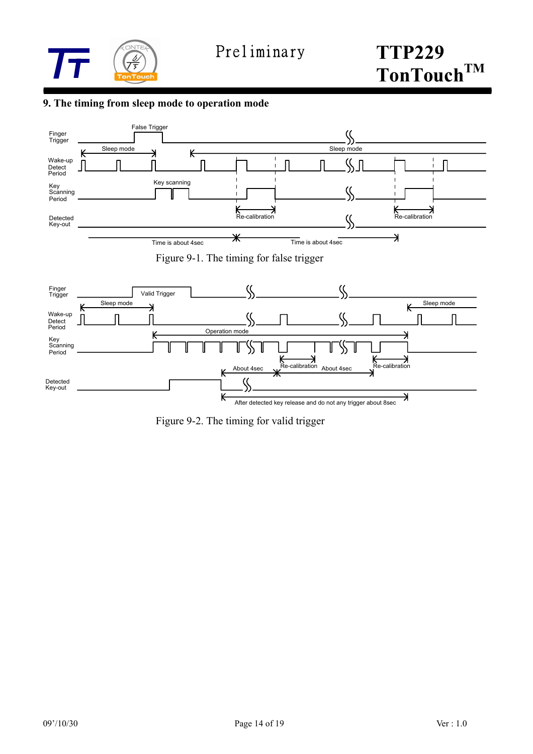## 9. The timing from sleep mode to operation mode

Figure 9-1. The timing for false trigger

Figure 9-2. The timing for valid trigger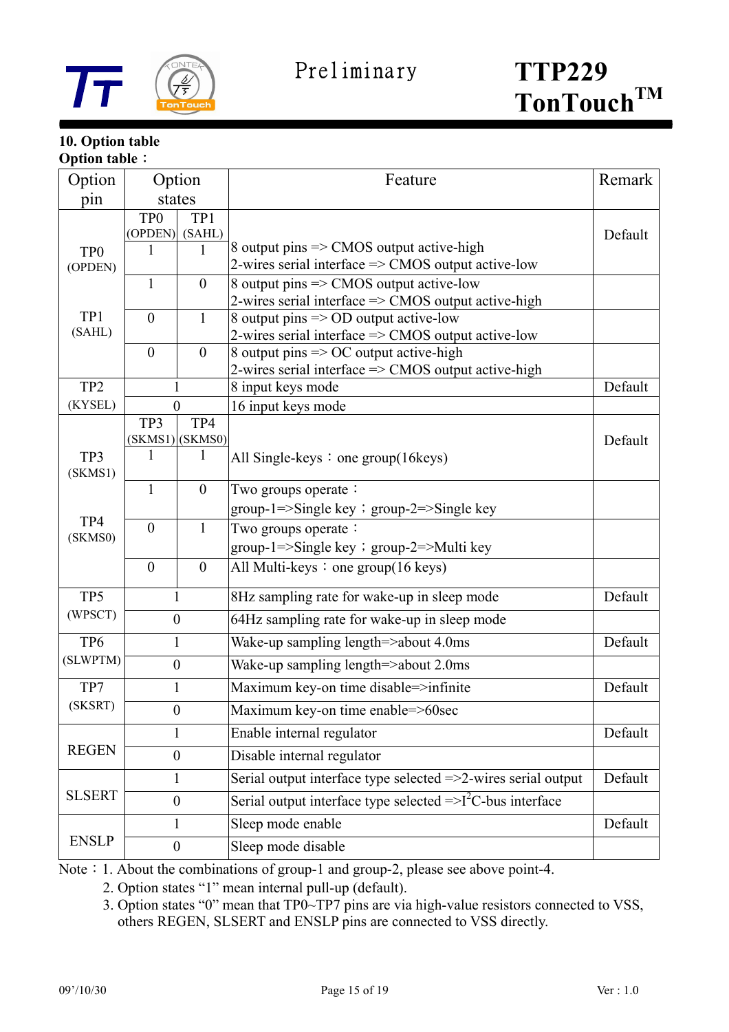## 10. Option table

**Option table：**

| Option pin | Option states | | Feature | Remark |
|---|---|---|---|---|
| TP0 (OPDEN) TP1 (SAHL) | TP0 (OPDEN) | TP1 (SAHL) | | |
| | 1 | 1 | 8 output pins => CMOS output active-high<br>2-wires serial interface => CMOS output active-low | Default |
| | 1 | 0 | 8 output pins => CMOS output active-low<br>2-wires serial interface => CMOS output active-high | |
| | 0 | 1 | 8 output pins => OD output active-low<br>2-wires serial interface => CMOS output active-low | |
| | 0 | 0 | 8 output pins => OC output active-high<br>2-wires serial interface => CMOS output active-high | |
| TP2 (KYSEL) | 1 | | 8 input keys mode | Default |
| | 0 | | 16 input keys mode | |
| TP3 (SKMS1) TP4 (SKMS0) | TP3 (SKMS1) | TP4 (SKMS0) | | |
| | 1 | 1 | All Single-keys：one group(16keys) | Default |
| | 1 | 0 | Two groups operate：<br>group-1=>Single key；group-2=>Single key | |
| | 0 | 1 | Two groups operate：<br>group-1=>Single key；group-2=>Multi key | |
| | 0 | 0 | All Multi-keys：one group(16 keys) | |
| TP5 (WPSCT) | 1 | | 8Hz sampling rate for wake-up in sleep mode | Default |
| | 0 | | 64Hz sampling rate for wake-up in sleep mode | |
| TP6 (SLWPTM) | 1 | | Wake-up sampling length=>about 4.0ms | Default |
| | 0 | | Wake-up sampling length=>about 2.0ms | |
| TP7 (SKSRT) | 1 | | Maximum key-on time disable=>infinite | Default |
| | 0 | | Maximum key-on time enable=>60sec | |
| REGEN | 1 | | Enable internal regulator | Default |
| | 0 | | Disable internal regulator | |
| SLSERT | 1 | | Serial output interface type selected =>2-wires serial output | Default |
| | 0 | | Serial output interface type selected =>$I^2C$-bus interface | |
| ENSLP | 1 | | Sleep mode enable | Default |
| | 0 | | Sleep mode disable | |

Note：1. About the combinations of group-1 and group-2, please see above point-4.
2. Option states "1" mean internal pull-up (default).
3. Option states "0" mean that TP0~TP7 pins are via high-value resistors connected to VSS, others REGEN, SLSERT and ENSLP pins are connected to VSS directly.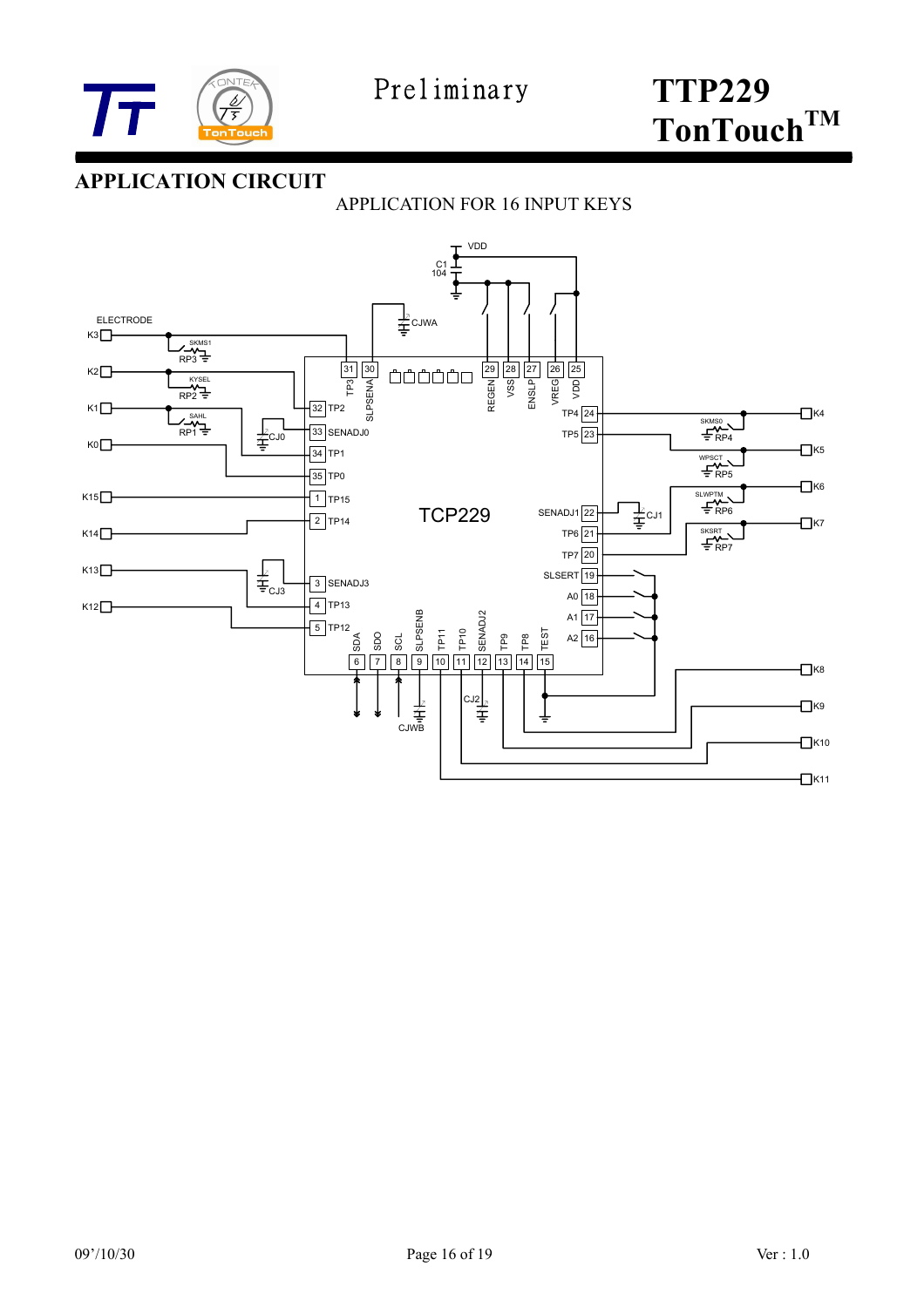## APPLICATION CIRCUIT

APPLICATION FOR 16 INPUT KEYS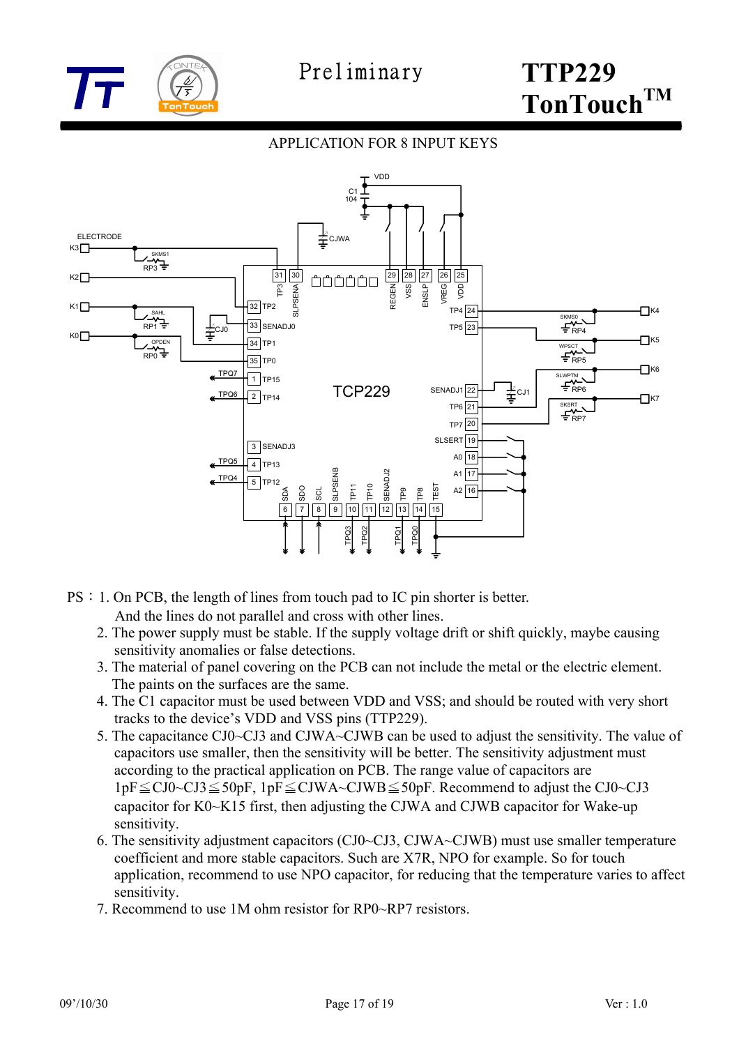## APPLICATION FOR 8 INPUT KEYS

PS：1. On PCB, the length of lines from touch pad to IC pin shorter is better. And the lines do not parallel and cross with other lines.

2. The power supply must be stable. If the supply voltage drift or shift quickly, maybe causing sensitivity anomalies or false detections.
3. The material of panel covering on the PCB can not include the metal or the electric element. The paints on the surfaces are the same.
4. The C1 capacitor must be used between VDD and VSS; and should be routed with very short tracks to the device's VDD and VSS pins (TTP229).
5. The capacitance CJ0~CJ3 and CJWA~CJWB can be used to adjust the sensitivity. The value of capacitors use smaller, then the sensitivity will be better. The sensitivity adjustment must according to the practical application on PCB. The range value of capacitors are 1pF≦CJ0~CJ3≦50pF, 1pF≦CJWA~CJWB≦50pF. Recommend to adjust the CJ0~CJ3 capacitor for K0~K15 first, then adjusting the CJWA and CJWB capacitor for Wake-up sensitivity.
6. The sensitivity adjustment capacitors (CJ0~CJ3, CJWA~CJWB) must use smaller temperature coefficient and more stable capacitors. Such are X7R, NPO for example. So for touch application, recommend to use NPO capacitor, for reducing that the temperature varies to affect sensitivity.
7. Recommend to use 1M ohm resistor for RP0~RP7 resistors.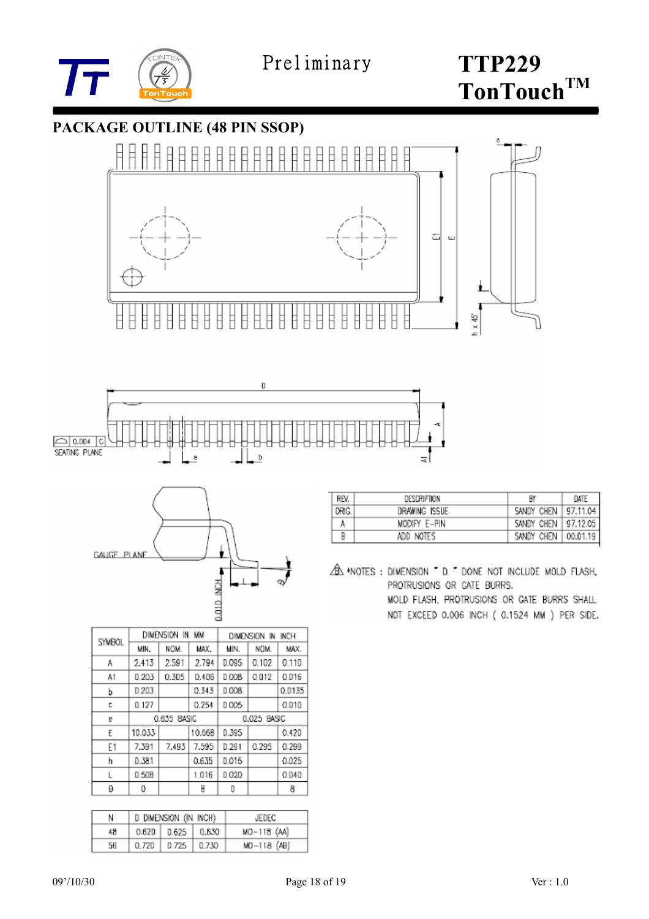## PACKAGE OUTLINE (48 PIN SSOP)

| REV. | DESCRIPTION | BY | DATE |
|---|---|---|---|
| ORIG. | DRAWING ISSUE | SANDY CHEN | 97.11.04 |
| A | MODIFY E-PIN | SANDY CHEN | 97.12.05 |
| B | ADD NOTES | SANDY CHEN | 00.01.19 |

*NOTES : DIMENSION " D " DONE NOT INCLUDE MOLD FLASH, PROTRUSIONS OR GATE BURRS. MOLD FLASH, PROTRUSIONS OR GATE BURRS SHALL NOT EXCEED 0.006 INCH ( 0.1524 MM ) PER SIDE.

| SYMBOL | DIMENSION IN MM | | | DIMENSION IN INCH | | |
|---|---|---|---|---|---|---|
| | MIN. | NOM. | MAX. | MIN. | NOM. | MAX. |
| A | 2.413 | 2.591 | 2.794 | 0.095 | 0.102 | 0.110 |
| A1 | 0.203 | 0.305 | 0.406 | 0.008 | 0.012 | 0.016 |
| b | 0.203 | | 0.343 | 0.008 | | 0.0135 |
| c | 0.127 | | 0.254 | 0.005 | | 0.010 |
| e | 0.635 BASIC | | | 0.025 BASIC | | |
| E | 10.033 | | 10.668 | 0.395 | | 0.420 |
| E1 | 7.391 | 7.493 | 7.595 | 0.291 | 0.295 | 0.299 |
| h | 0.381 | | 0.635 | 0.015 | | 0.025 |
| L | 0.508 | | 1.016 | 0.020 | | 0.040 |
| θ | 0 | | 8 | 0 | | 8 |

| N | D DIMENSION (IN INCH) | | | JEDEC |
|---|---|---|---|---|
| 48 | 0.620 | 0.625 | 0.630 | MO-118 (AA) |
| 56 | 0.720 | 0.725 | 0.730 | MO-118 (AB) |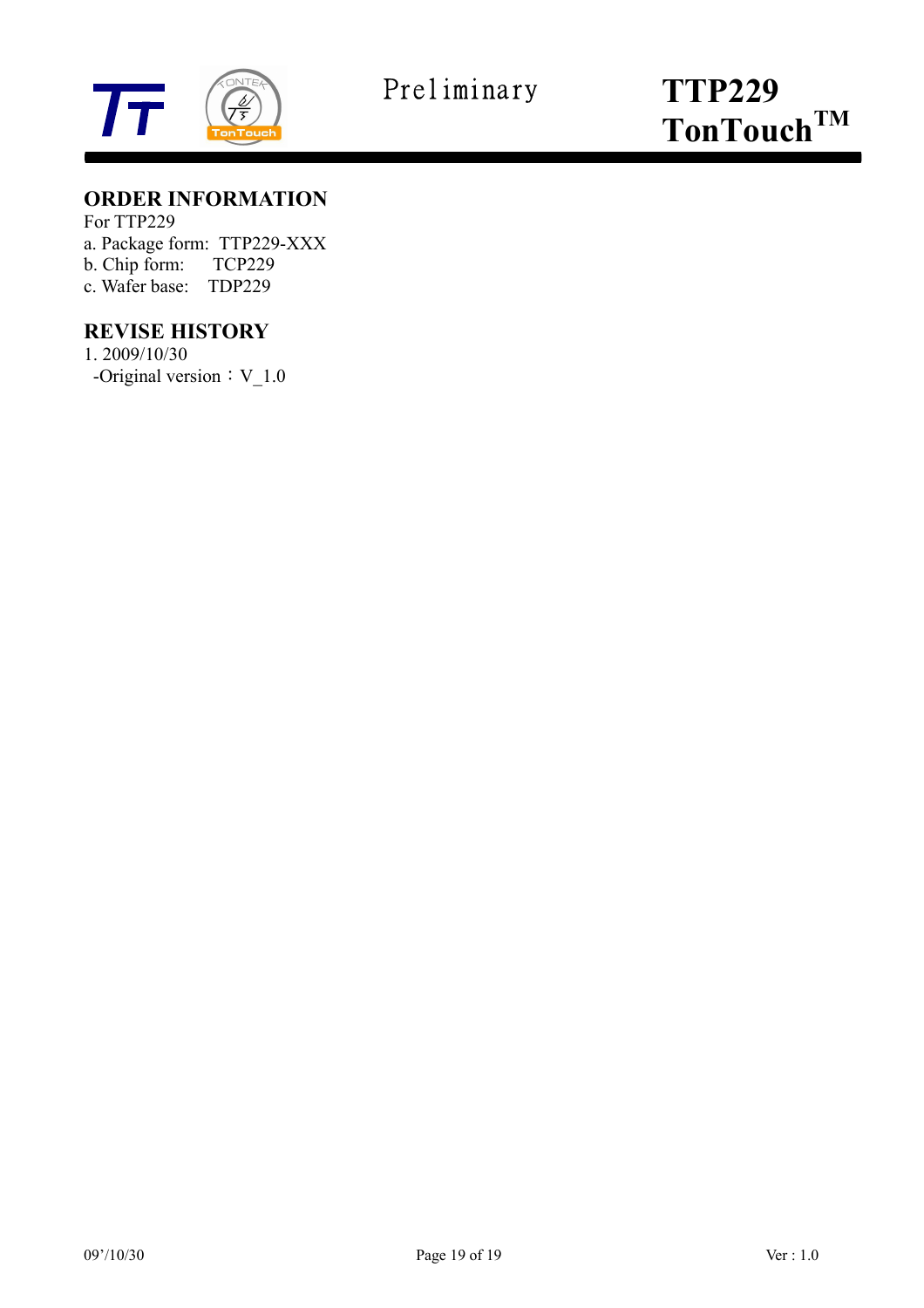## ORDER INFORMATION

For TTP229

a. Package form: TTP229-XXX
b. Chip form: TCP229
c. Wafer base: TDP229

## REVISE HISTORY

1. 2009/10/30
   -Original version：V_1.0